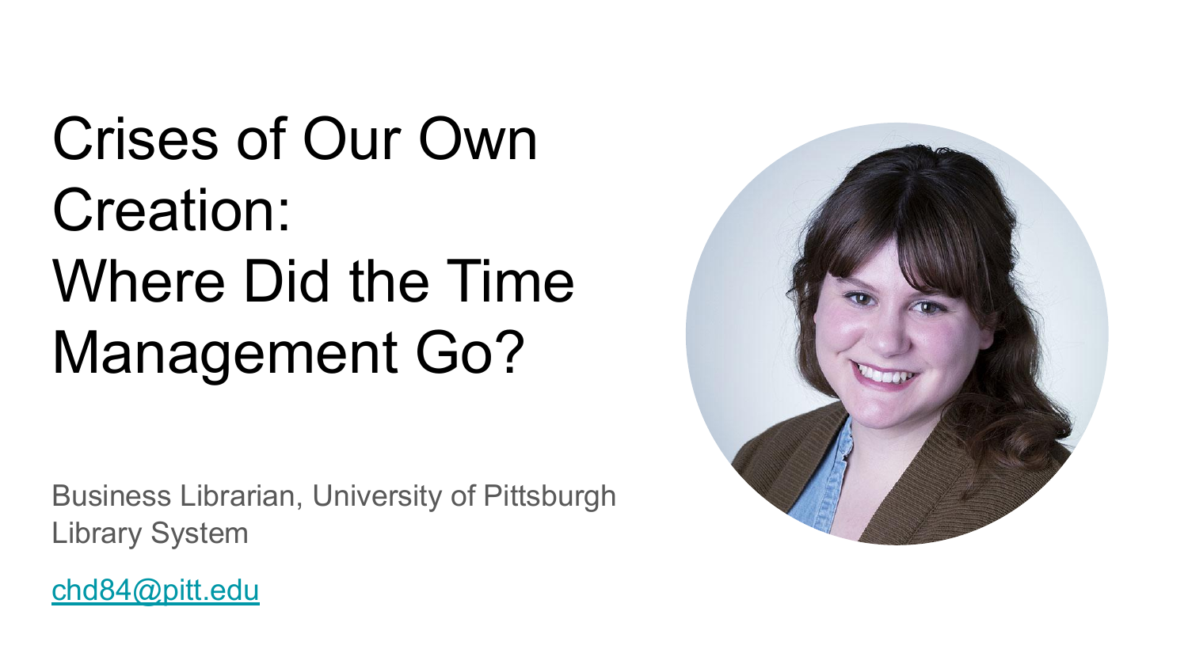# Crises of Our Own Creation: Where Did the Time Management Go?

Business Librarian, University of Pittsburgh Library System

chd84@pitt.edu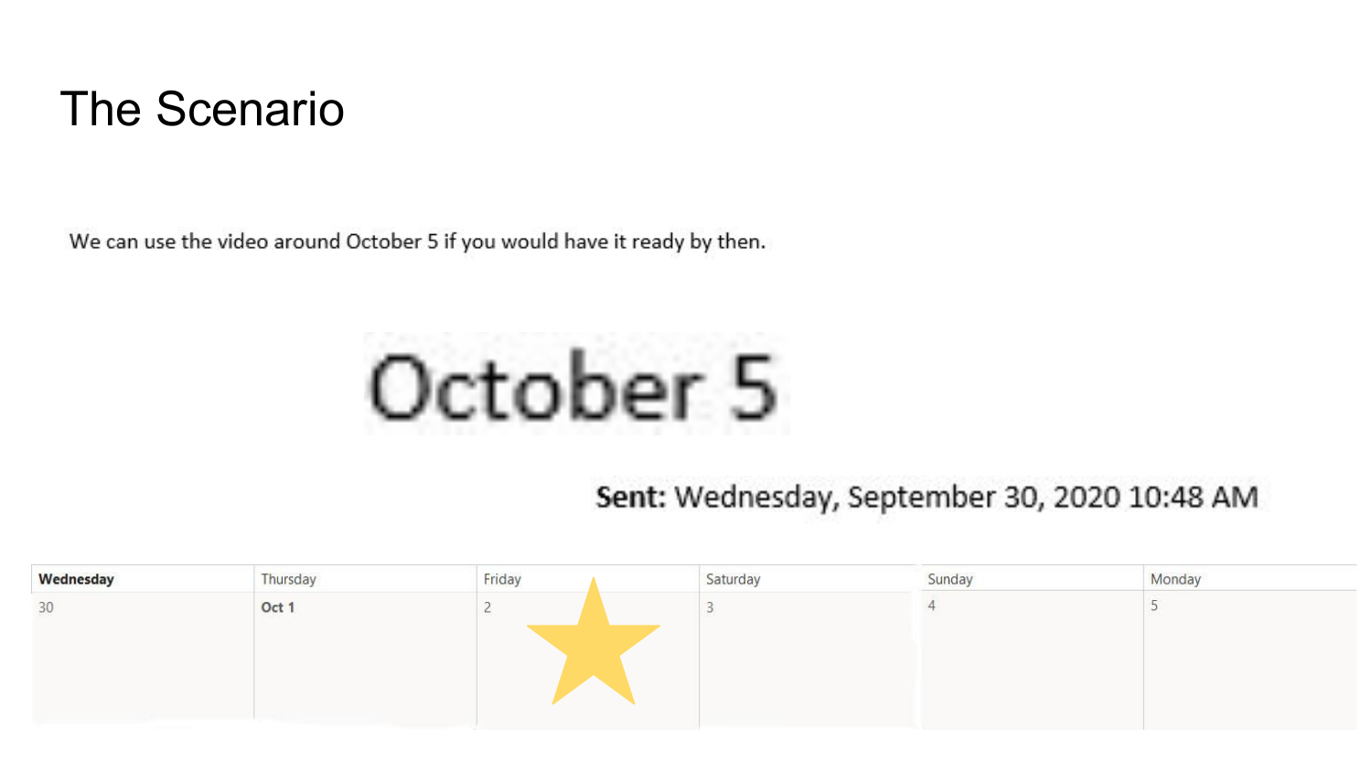# The Scenario

We can use the video around October 5 if you would have it ready by then.

October 5

**Sent:** Wednesday, September 30, 2020 10:48 AM

| **Wednesday** | Thursday | Friday | Saturday | Sunday | Monday |
|---|---|---|---|---|---|
| 30 | **Oct 1** | 2 ★ | 3 | 4 | 5 |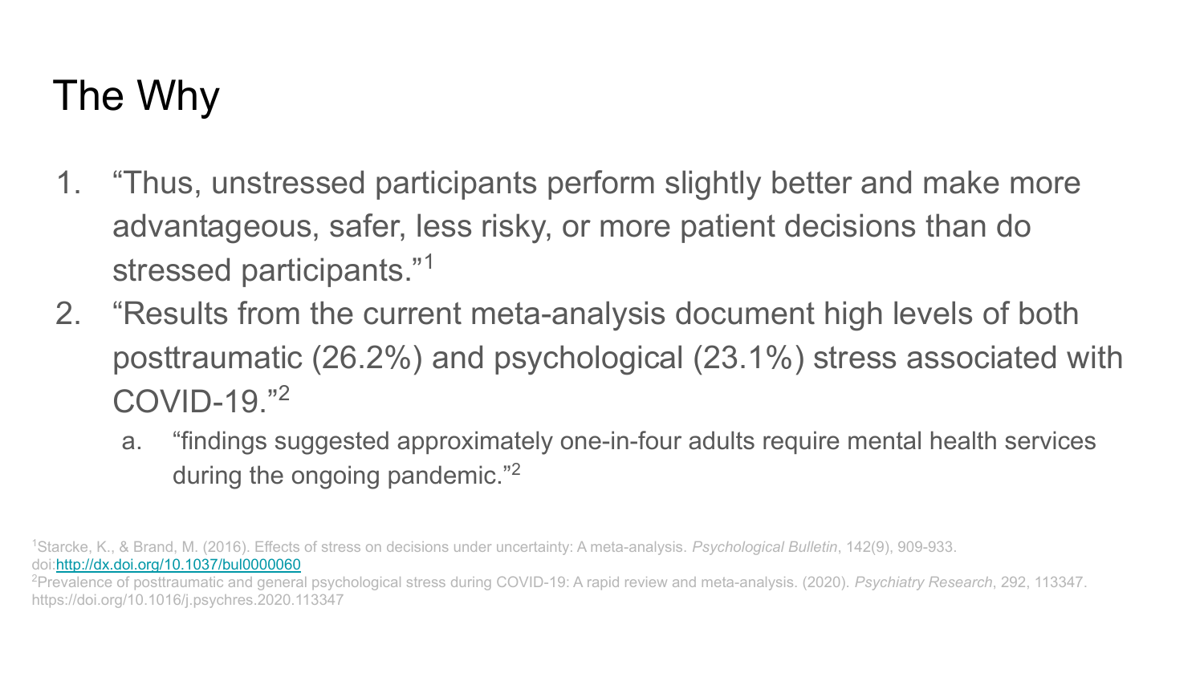# The Why

1. "Thus, unstressed participants perform slightly better and make more advantageous, safer, less risky, or more patient decisions than do stressed participants."[1]
2. "Results from the current meta-analysis document high levels of both posttraumatic (26.2%) and psychological (23.1%) stress associated with COVID-19."[2]
   a. "findings suggested approximately one-in-four adults require mental health services during the ongoing pandemic."[2]

[1]Starcke, K., & Brand, M. (2016). Effects of stress on decisions under uncertainty: A meta-analysis. *Psychological Bulletin*, 142(9), 909-933. doi:http://dx.doi.org/10.1037/bul0000060

[2]Prevalence of posttraumatic and general psychological stress during COVID-19: A rapid review and meta-analysis. (2020). *Psychiatry Research*, 292, 113347. https://doi.org/10.1016/j.psychres.2020.113347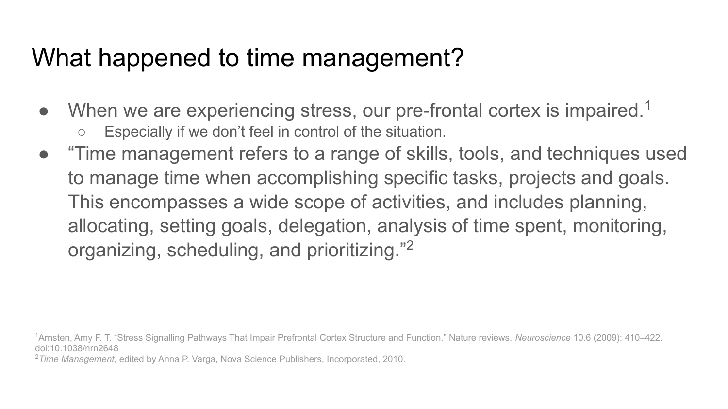# What happened to time management?

- When we are experiencing stress, our pre-frontal cortex is impaired.[1]
  - Especially if we don't feel in control of the situation.
- "Time management refers to a range of skills, tools, and techniques used to manage time when accomplishing specific tasks, projects and goals. This encompasses a wide scope of activities, and includes planning, allocating, setting goals, delegation, analysis of time spent, monitoring, organizing, scheduling, and prioritizing."[2]

[1]Arnsten, Amy F. T. "Stress Signalling Pathways That Impair Prefrontal Cortex Structure and Function." Nature reviews. *Neuroscience* 10.6 (2009): 410–422. doi:10.1038/nrn2648

[2]*Time Management,* edited by Anna P. Varga, Nova Science Publishers, Incorporated, 2010.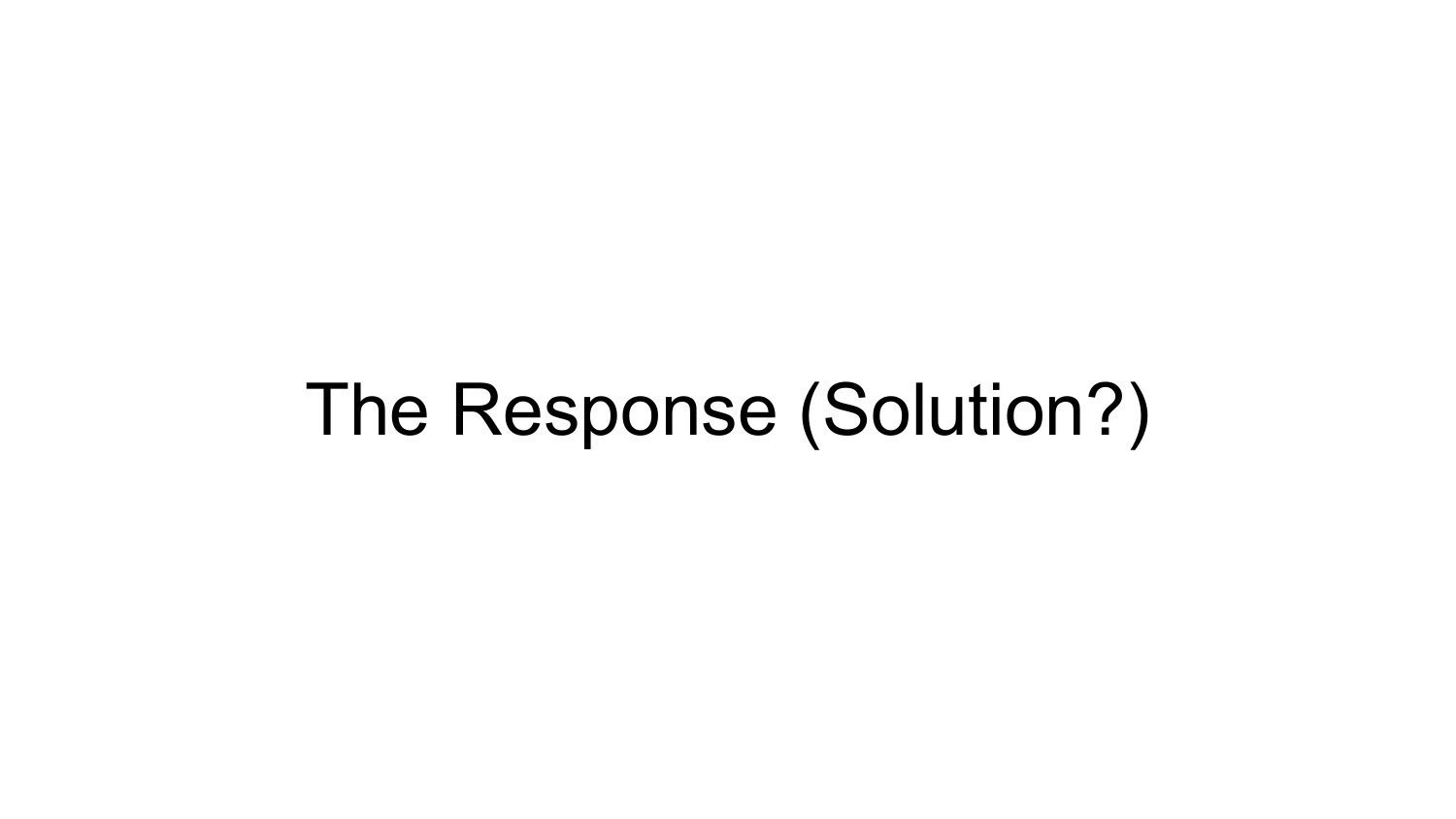# The Response (Solution?)